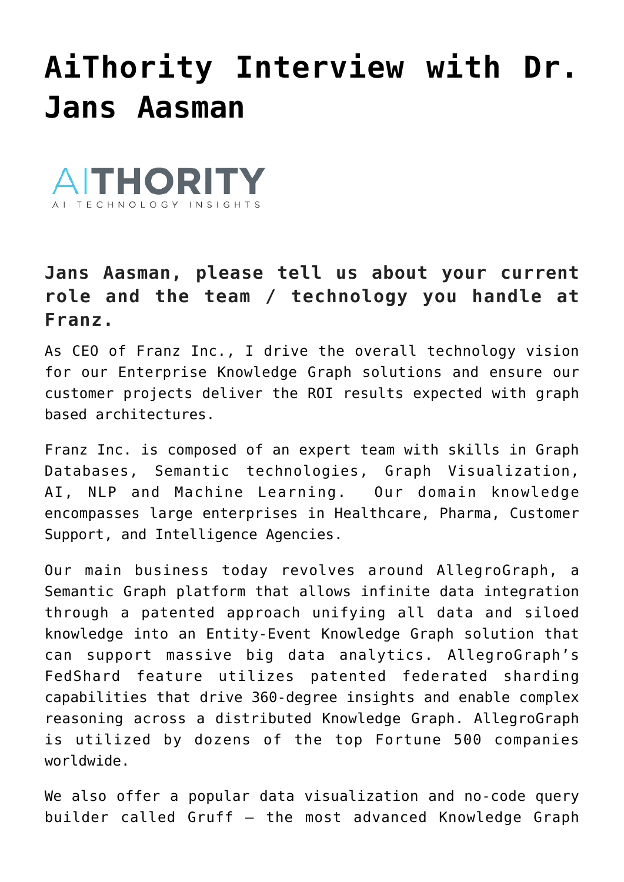# AiThority Interview with Dr. Jans Aasman

### Jans Aasman, please tell us about your current role and the team / technology you handle at Franz.

As CEO of Franz Inc., I drive the overall technology vision for our Enterprise Knowledge Graph solutions and ensure our customer projects deliver the ROI results expected with graph based architectures.

Franz Inc. is composed of an expert team with skills in Graph Databases, Semantic technologies, Graph Visualization, AI, NLP and Machine Learning. Our domain knowledge encompasses large enterprises in Healthcare, Pharma, Customer Support, and Intelligence Agencies.

Our main business today revolves around AllegroGraph, a Semantic Graph platform that allows infinite data integration through a patented approach unifying all data and siloed knowledge into an Entity-Event Knowledge Graph solution that can support massive big data analytics. AllegroGraph's FedShard feature utilizes patented federated sharding capabilities that drive 360-degree insights and enable complex reasoning across a distributed Knowledge Graph. AllegroGraph is utilized by dozens of the top Fortune 500 companies worldwide.

We also offer a popular data visualization and no-code query builder called Gruff – the most advanced Knowledge Graph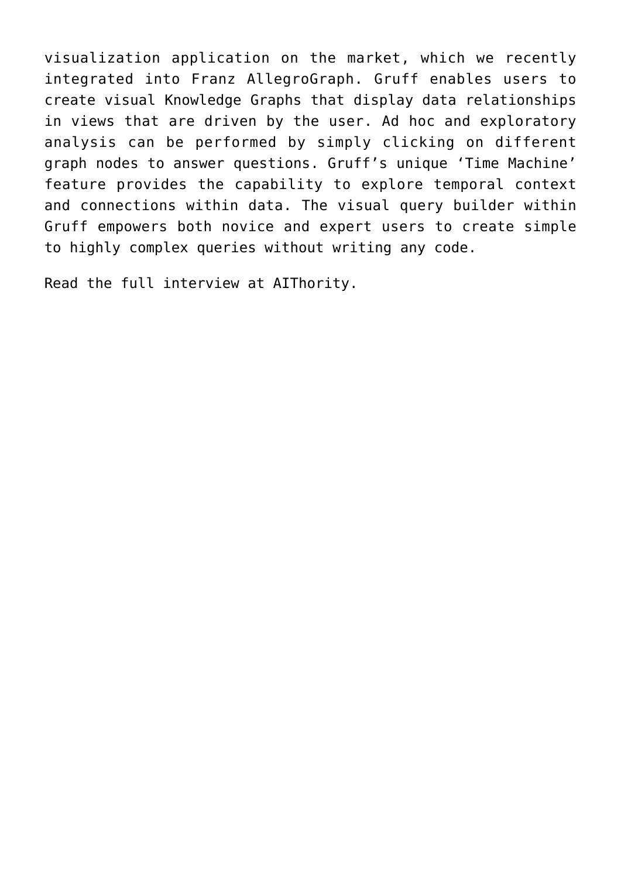visualization application on the market, which we recently integrated into Franz AllegroGraph. Gruff enables users to create visual Knowledge Graphs that display data relationships in views that are driven by the user. Ad hoc and exploratory analysis can be performed by simply clicking on different graph nodes to answer questions. Gruff's unique 'Time Machine' feature provides the capability to explore temporal context and connections within data. The visual query builder within Gruff empowers both novice and expert users to create simple to highly complex queries without writing any code.

Read the full interview at AIThority.